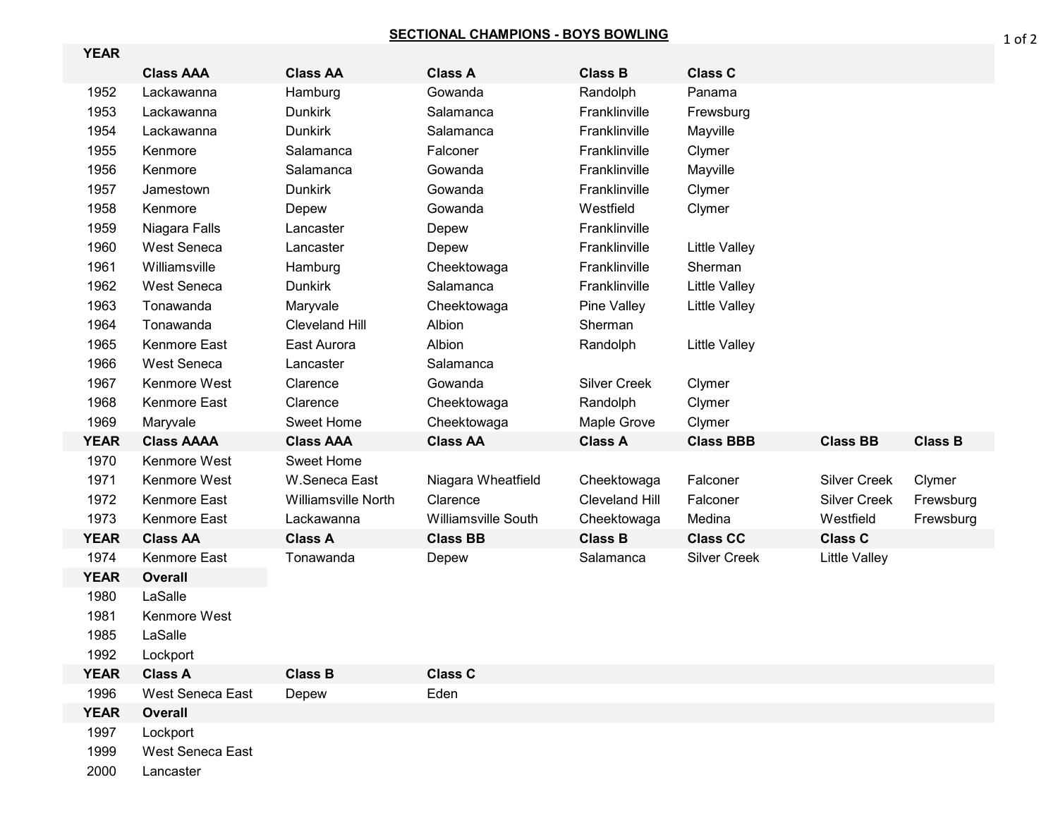## SECTIONAL CHAMPIONS - BOYS BOWLING

| YEAR | | | | | | | |
|---|---|---|---|---|---|---|---|
| | **Class AAA** | **Class AA** | **Class A** | **Class B** | **Class C** | | |
| 1952 | Lackawanna | Hamburg | Gowanda | Randolph | Panama | | |
| 1953 | Lackawanna | Dunkirk | Salamanca | Franklinville | Frewsburg | | |
| 1954 | Lackawanna | Dunkirk | Salamanca | Franklinville | Mayville | | |
| 1955 | Kenmore | Salamanca | Falconer | Franklinville | Clymer | | |
| 1956 | Kenmore | Salamanca | Gowanda | Franklinville | Mayville | | |
| 1957 | Jamestown | Dunkirk | Gowanda | Franklinville | Clymer | | |
| 1958 | Kenmore | Depew | Gowanda | Westfield | Clymer | | |
| 1959 | Niagara Falls | Lancaster | Depew | Franklinville | | | |
| 1960 | West Seneca | Lancaster | Depew | Franklinville | Little Valley | | |
| 1961 | Williamsville | Hamburg | Cheektowaga | Franklinville | Sherman | | |
| 1962 | West Seneca | Dunkirk | Salamanca | Franklinville | Little Valley | | |
| 1963 | Tonawanda | Maryvale | Cheektowaga | Pine Valley | Little Valley | | |
| 1964 | Tonawanda | Cleveland Hill | Albion | Sherman | | | |
| 1965 | Kenmore East | East Aurora | Albion | Randolph | Little Valley | | |
| 1966 | West Seneca | Lancaster | Salamanca | | | | |
| 1967 | Kenmore West | Clarence | Gowanda | Silver Creek | Clymer | | |
| 1968 | Kenmore East | Clarence | Cheektowaga | Randolph | Clymer | | |
| 1969 | Maryvale | Sweet Home | Cheektowaga | Maple Grove | Clymer | | |
| **YEAR** | **Class AAAA** | **Class AAA** | **Class AA** | **Class A** | **Class BBB** | **Class BB** | **Class B** |
| 1970 | Kenmore West | Sweet Home | | | | | |
| 1971 | Kenmore West | W.Seneca East | Niagara Wheatfield | Cheektowaga | Falconer | Silver Creek | Clymer |
| 1972 | Kenmore East | Williamsville North | Clarence | Cleveland Hill | Falconer | Silver Creek | Frewsburg |
| 1973 | Kenmore East | Lackawanna | Williamsville South | Cheektowaga | Medina | Westfield | Frewsburg |
| **YEAR** | **Class AA** | **Class A** | **Class BB** | **Class B** | **Class CC** | **Class C** | |
| 1974 | Kenmore East | Tonawanda | Depew | Salamanca | Silver Creek | Little Valley | |
| **YEAR** | **Overall** | | | | | | |
| 1980 | LaSalle | | | | | | |
| 1981 | Kenmore West | | | | | | |
| 1985 | LaSalle | | | | | | |
| 1992 | Lockport | | | | | | |
| **YEAR** | **Class A** | **Class B** | **Class C** | | | | |
| 1996 | West Seneca East | Depew | Eden | | | | |
| **YEAR** | **Overall** | | | | | | |
| 1997 | Lockport | | | | | | |
| 1999 | West Seneca East | | | | | | |
| 2000 | Lancaster | | | | | | |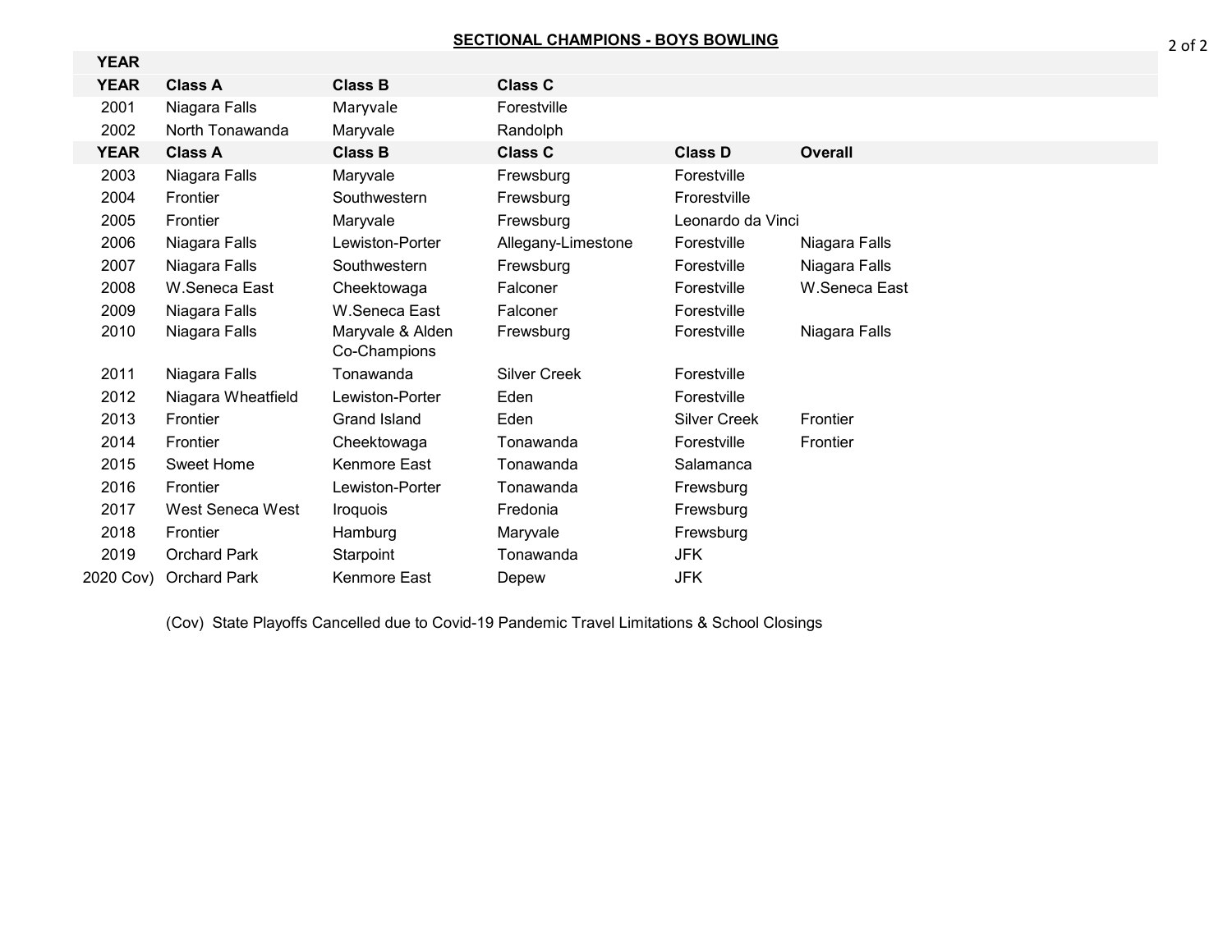## SECTIONAL CHAMPIONS - BOYS BOWLING

| YEAR | | | | | |
|---|---|---|---|---|---|
| **YEAR** | **Class A** | **Class B** | **Class C** | | |
| 2001 | Niagara Falls | Maryvale | Forestville | | |
| 2002 | North Tonawanda | Maryvale | Randolph | | |
| **YEAR** | **Class A** | **Class B** | **Class C** | **Class D** | **Overall** |
| 2003 | Niagara Falls | Maryvale | Frewsburg | Forestville | |
| 2004 | Frontier | Southwestern | Frewsburg | Frorestville | |
| 2005 | Frontier | Maryvale | Frewsburg | Leonardo da Vinci | |
| 2006 | Niagara Falls | Lewiston-Porter | Allegany-Limestone | Forestville | Niagara Falls |
| 2007 | Niagara Falls | Southwestern | Frewsburg | Forestville | Niagara Falls |
| 2008 | W.Seneca East | Cheektowaga | Falconer | Forestville | W.Seneca East |
| 2009 | Niagara Falls | W.Seneca East | Falconer | Forestville | |
| 2010 | Niagara Falls | Maryvale & Alden Co-Champions | Frewsburg | Forestville | Niagara Falls |
| 2011 | Niagara Falls | Tonawanda | Silver Creek | Forestville | |
| 2012 | Niagara Wheatfield | Lewiston-Porter | Eden | Forestville | |
| 2013 | Frontier | Grand Island | Eden | Silver Creek | Frontier |
| 2014 | Frontier | Cheektowaga | Tonawanda | Forestville | Frontier |
| 2015 | Sweet Home | Kenmore East | Tonawanda | Salamanca | |
| 2016 | Frontier | Lewiston-Porter | Tonawanda | Frewsburg | |
| 2017 | West Seneca West | Iroquois | Fredonia | Frewsburg | |
| 2018 | Frontier | Hamburg | Maryvale | Frewsburg | |
| 2019 | Orchard Park | Starpoint | Tonawanda | JFK | |
| 2020 Cov) | Orchard Park | Kenmore East | Depew | JFK | |

(Cov) State Playoffs Cancelled due to Covid-19 Pandemic Travel Limitations & School Closings